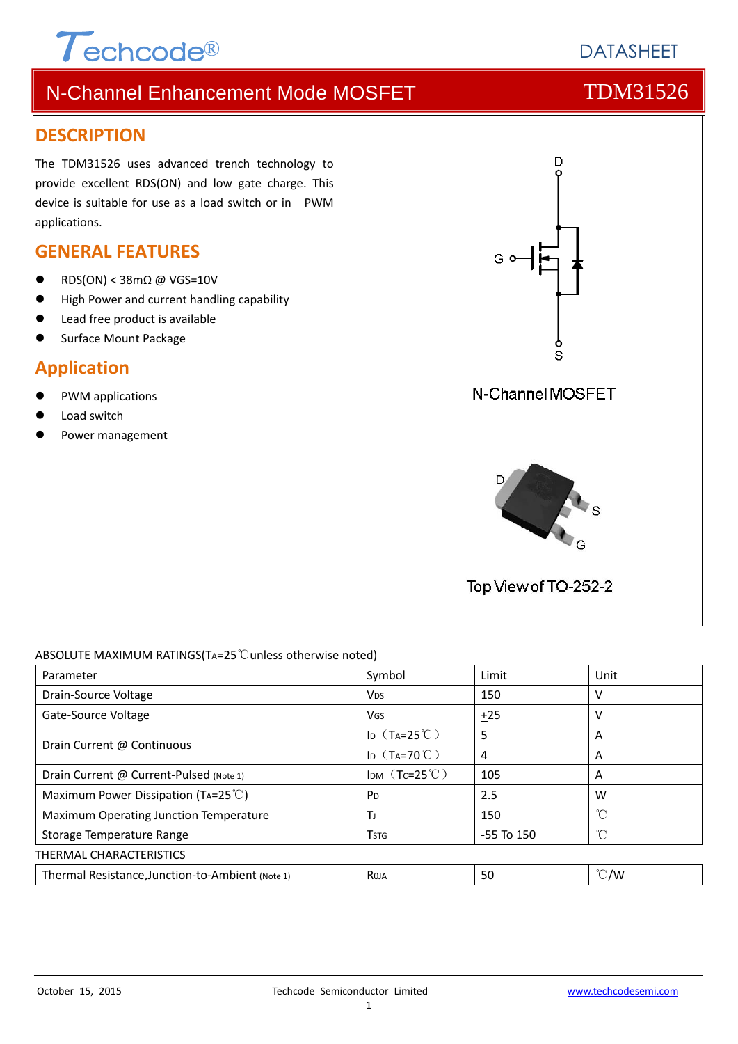Techcode®

DATASHEET

# N-Channel Enhancement Mode MOSFET TDM31526

## DESCRIPTION

The TDM31526 uses advanced trench technology to provide excellent RDS(ON) and low gate charge. This device is suitable for use as a load switch or in PWM applications.

## GENERAL FEATURES

- RDS(ON) < 38mΩ @ VGS=10V
- High Power and current handling capability
- Lead free product is available
- Surface Mount Package

## Application

- PWM applications
- Load switch
- Power management

N-Channel MOSFET

Top View of TO-252-2

ABSOLUTE MAXIMUM RATINGS($T_A$=25℃unless otherwise noted)

| Parameter | Symbol | Limit | Unit |
|---|---|---|---|
| Drain-Source Voltage | $V_{DS}$ | 150 | V |
| Gate-Source Voltage | $V_{GS}$ | $\underline{+}$25 | V |
| Drain Current @ Continuous | $I_D$（$T_A$=25℃） | 5 | A |
| | $I_D$（$T_A$=70℃） | 4 | A |
| Drain Current @ Current-Pulsed (Note 1) | $I_{DM}$（$T_C$=25℃） | 105 | A |
| Maximum Power Dissipation ($T_A$=25℃) | $P_D$ | 2.5 | W |
| Maximum Operating Junction Temperature | $T_J$ | 150 | ℃ |
| Storage Temperature Range | $T_{STG}$ | -55 To 150 | ℃ |

THERMAL CHARACTERISTICS

| Parameter | Symbol | Limit | Unit |
|---|---|---|---|
| Thermal Resistance,Junction-to-Ambient (Note 1) | $R_{\theta JA}$ | 50 | ℃/W |

October 15, 2015 Techcode Semiconductor Limited www.techcodesemi.com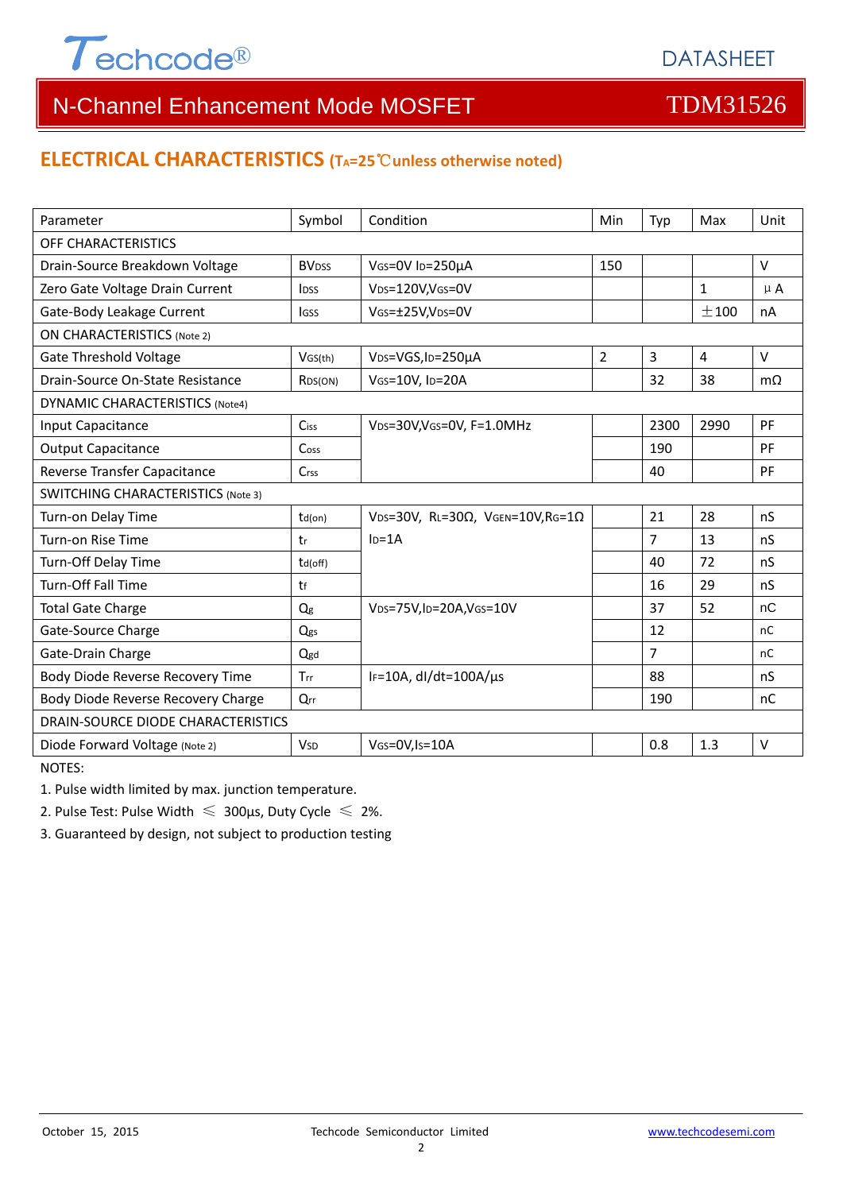## ELECTRICAL CHARACTERISTICS ($T_A$=25℃unless otherwise noted)

| Parameter | Symbol | Condition | Min | Typ | Max | Unit |
|---|---|---|---|---|---|---|
| OFF CHARACTERISTICS | | | | | | |
| Drain-Source Breakdown Voltage | $BV_{DSS}$ | $V_{GS}$=0V $I_D$=250µA | 150 | | | V |
| Zero Gate Voltage Drain Current | $I_{DSS}$ | $V_{DS}$=120V,$V_{GS}$=0V | | | 1 | µA |
| Gate-Body Leakage Current | $I_{GSS}$ | $V_{GS}$=±25V,$V_{DS}$=0V | | | ±100 | nA |
| ON CHARACTERISTICS (Note 2) | | | | | | |
| Gate Threshold Voltage | $V_{GS(th)}$ | $V_{DS}$=VGS,$I_D$=250µA | 2 | 3 | 4 | V |
| Drain-Source On-State Resistance | $R_{DS(ON)}$ | $V_{GS}$=10V, $I_D$=20A | | 32 | 38 | mΩ |
| DYNAMIC CHARACTERISTICS (Note4) | | | | | | |
| Input Capacitance | $C_{iss}$ | $V_{DS}$=30V,$V_{GS}$=0V, F=1.0MHz | | 2300 | 2990 | PF |
| Output Capacitance | $C_{oss}$ | | | 190 | | PF |
| Reverse Transfer Capacitance | $C_{rss}$ | | | 40 | | PF |
| SWITCHING CHARACTERISTICS (Note 3) | | | | | | |
| Turn-on Delay Time | $t_{d(on)}$ | $V_{DS}$=30V, $R_L$=30Ω, $V_{GEN}$=10V,$R_G$=1Ω $I_D$=1A | | 21 | 28 | nS |
| Turn-on Rise Time | $t_r$ | | | 7 | 13 | nS |
| Turn-Off Delay Time | $t_{d(off)}$ | | | 40 | 72 | nS |
| Turn-Off Fall Time | $t_f$ | | | 16 | 29 | nS |
| Total Gate Charge | $Q_g$ | $V_{DS}$=75V,$I_D$=20A,$V_{GS}$=10V | | 37 | 52 | nC |
| Gate-Source Charge | $Q_{gs}$ | | | 12 | | nC |
| Gate-Drain Charge | $Q_{gd}$ | | | 7 | | nC |
| Body Diode Reverse Recovery Time | $T_{rr}$ | $I_F$=10A, dI/dt=100A/µs | | 88 | | nS |
| Body Diode Reverse Recovery Charge | $Q_{rr}$ | | | 190 | | nC |
| DRAIN-SOURCE DIODE CHARACTERISTICS | | | | | | |
| Diode Forward Voltage (Note 2) | $V_{SD}$ | $V_{GS}$=0V,$I_S$=10A | | 0.8 | 1.3 | V |

NOTES:

1. Pulse width limited by max. junction temperature.
2. Pulse Test: Pulse Width ≤ 300µs, Duty Cycle ≤ 2%.
3. Guaranteed by design, not subject to production testing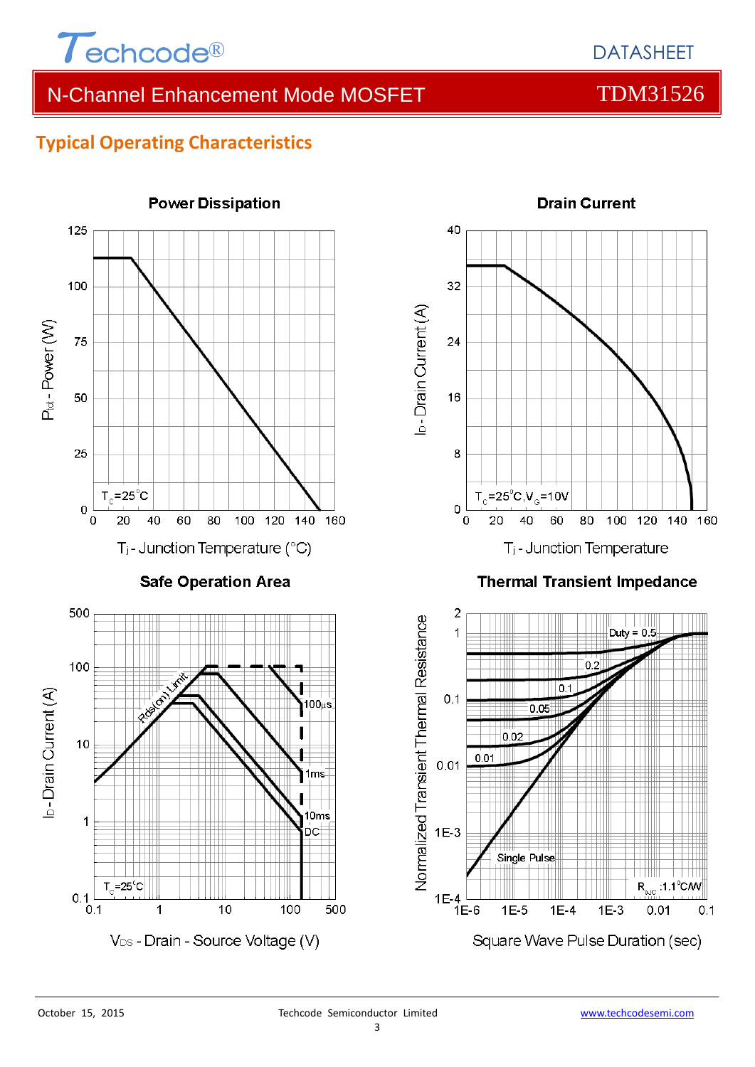## Typical Operating Characteristics

**Power Dissipation**

$P_{tot}$ - Power (W)

$T_C$=25°C

$T_j$ - Junction Temperature (°C)

**Drain Current**

$I_D$ - Drain Current (A)

$T_C$=25°C, $V_G$=10V

$T_j$ - Junction Temperature

**Safe Operation Area**

$I_D$ - Drain Current (A)

Rds(on) Limit

100μs

1ms

10ms

DC

$T_C$=25°C

$V_{DS}$ - Drain - Source Voltage (V)

**Thermal Transient Impedance**

Normalized Transient Thermal Resistance

Duty = 0.5

0.2

0.1

0.05

0.02

0.01

Single Pulse

$R_{\theta JC}$ :1.1°C/W

Square Wave Pulse Duration (sec)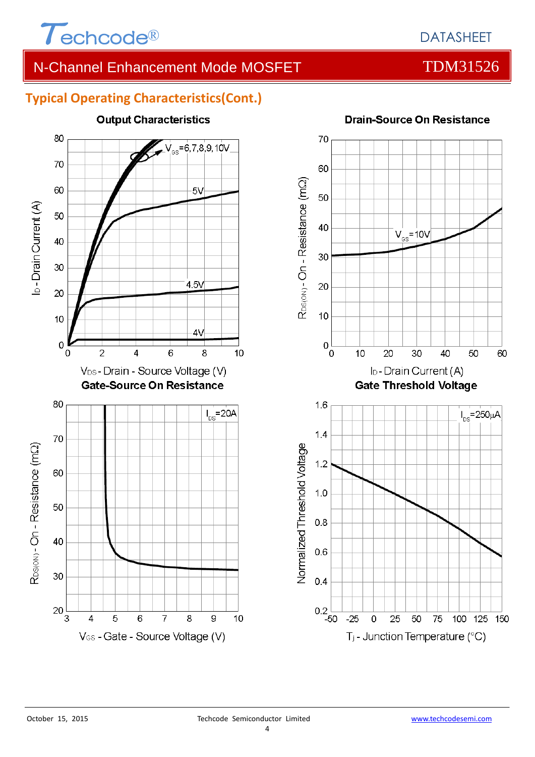## Typical Operating Characteristics(Cont.)

**Output Characteristics**

$V_{GS}$=6,7,8,9,10V

5V

4.5V

4V

$I_D$ - Drain Current (A)

$V_{DS}$ - Drain - Source Voltage (V)

**Drain-Source On Resistance**

$V_{GS}$=10V

$R_{DS(ON)}$ - On - Resistance (mΩ)

$I_D$ - Drain Current (A)

**Gate-Source On Resistance**

$I_{DS}$=20A

$R_{DS(ON)}$ - On - Resistance (mΩ)

$V_{GS}$ - Gate - Source Voltage (V)

**Gate Threshold Voltage**

$I_{DS}$=250μA

Normalized Threshold Voltage

$T_j$ - Junction Temperature (°C)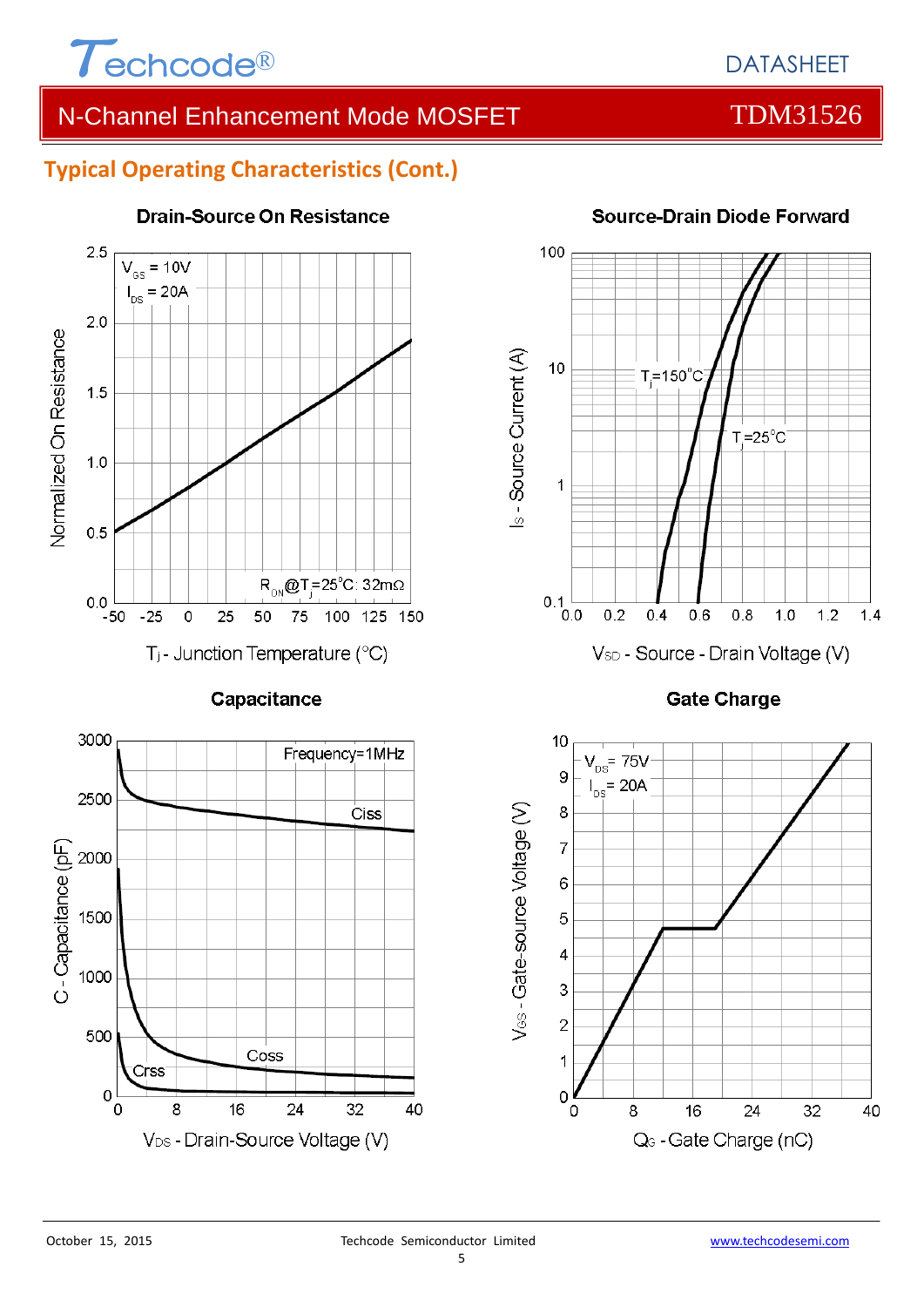## Typical Operating Characteristics (Cont.)

### Drain-Source On Resistance

$V_{GS}$ = 10V
$I_{DS}$ = 20A

$R_{ON}$@$T_j$=25°C: 32mΩ

Normalized On Resistance

$T_j$ - Junction Temperature (°C)

### Source-Drain Diode Forward

$T_j$=150°C
$T_j$=25°C

$I_S$ - Source Current (A)

$V_{SD}$ - Source - Drain Voltage (V)

### Capacitance

Frequency=1MHz

Ciss
Coss
Crss

C - Capacitance (pF)

$V_{DS}$ - Drain-Source Voltage (V)

### Gate Charge

$V_{DS}$= 75V
$I_{DS}$= 20A

$V_{GS}$ - Gate-source Voltage (V)

$Q_G$ - Gate Charge (nC)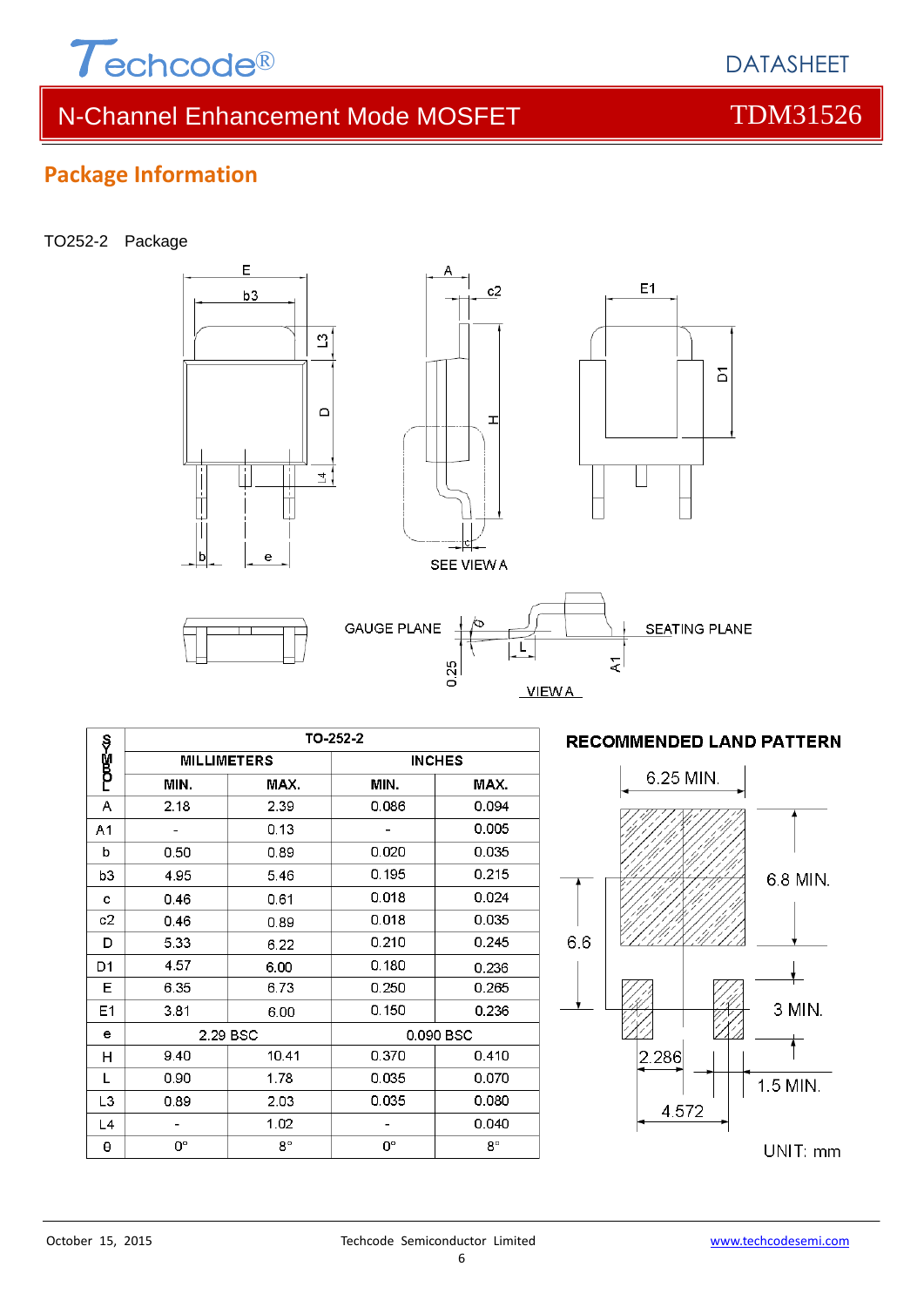## Package Information

TO252-2 Package

| SYMBOL | TO-252-2 | | | |
|---|---|---|---|---|
| | MILLIMETERS | | INCHES | |
| | MIN. | MAX. | MIN. | MAX. |
| A | 2.18 | 2.39 | 0.086 | 0.094 |
| A1 | - | 0.13 | - | 0.005 |
| b | 0.50 | 0.89 | 0.020 | 0.035 |
| b3 | 4.95 | 5.46 | 0.195 | 0.215 |
| c | 0.46 | 0.61 | 0.018 | 0.024 |
| c2 | 0.46 | 0.89 | 0.018 | 0.035 |
| D | 5.33 | 6.22 | 0.210 | 0.245 |
| D1 | 4.57 | 6.00 | 0.180 | 0.236 |
| E | 6.35 | 6.73 | 0.250 | 0.265 |
| E1 | 3.81 | 6.00 | 0.150 | 0.236 |
| e | 2.29 BSC | | 0.090 BSC | |
| H | 9.40 | 10.41 | 0.370 | 0.410 |
| L | 0.90 | 1.78 | 0.035 | 0.070 |
| L3 | 0.89 | 2.03 | 0.035 | 0.080 |
| L4 | - | 1.02 | - | 0.040 |
| θ | 0° | 8° | 0° | 8° |

**RECOMMENDED LAND PATTERN**

UNIT: mm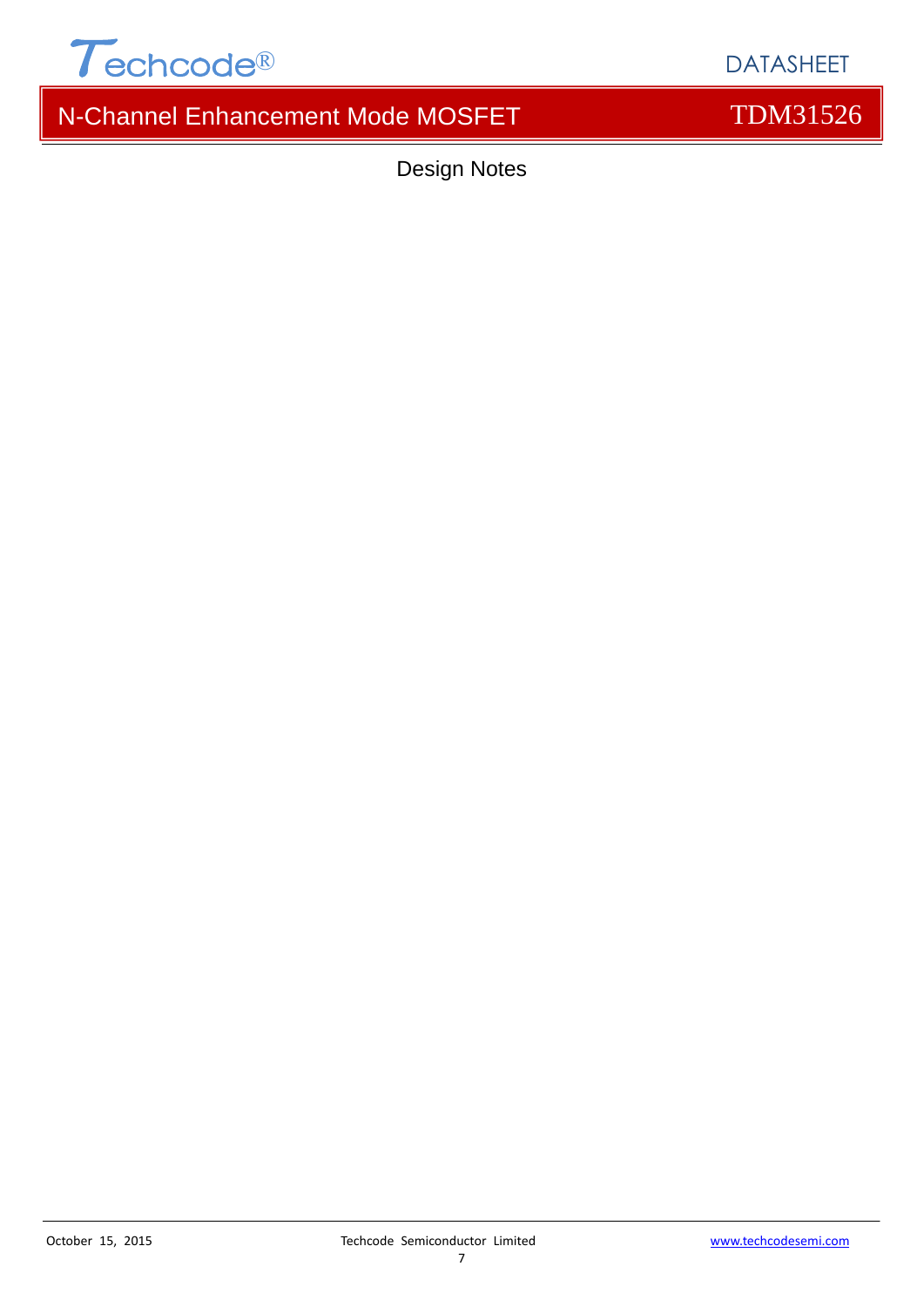## Design Notes